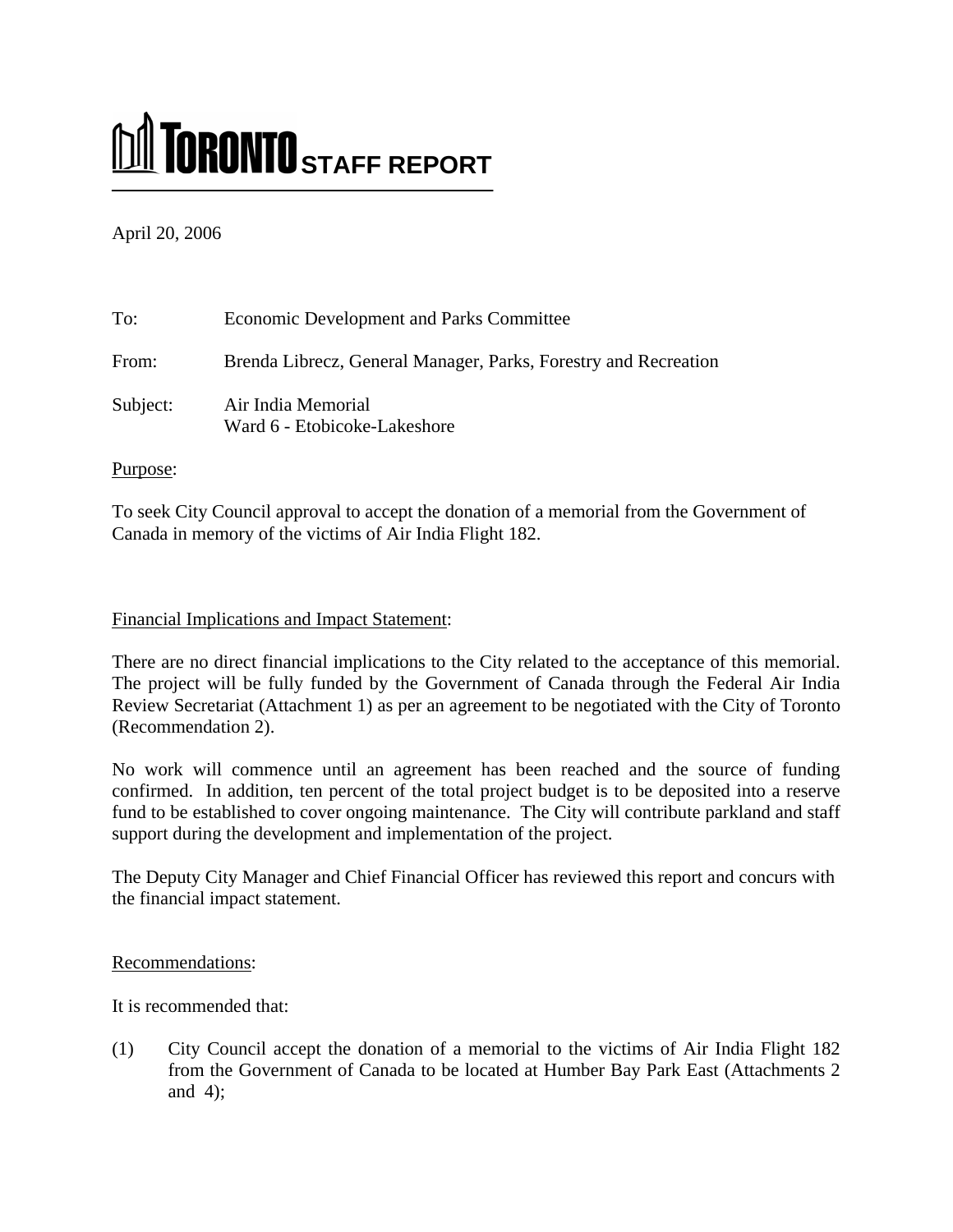# TORONTO STAFF REPORT

April 20, 2006

To: Economic Development and Parks Committee

From: Brenda Librecz, General Manager, Parks, Forestry and Recreation

Subject: Air India Memorial
Ward 6 - Etobicoke-Lakeshore

Purpose:

To seek City Council approval to accept the donation of a memorial from the Government of Canada in memory of the victims of Air India Flight 182.

Financial Implications and Impact Statement:

There are no direct financial implications to the City related to the acceptance of this memorial. The project will be fully funded by the Government of Canada through the Federal Air India Review Secretariat (Attachment 1) as per an agreement to be negotiated with the City of Toronto (Recommendation 2).

No work will commence until an agreement has been reached and the source of funding confirmed. In addition, ten percent of the total project budget is to be deposited into a reserve fund to be established to cover ongoing maintenance. The City will contribute parkland and staff support during the development and implementation of the project.

The Deputy City Manager and Chief Financial Officer has reviewed this report and concurs with the financial impact statement.

Recommendations:

It is recommended that:

(1) City Council accept the donation of a memorial to the victims of Air India Flight 182 from the Government of Canada to be located at Humber Bay Park East (Attachments 2 and 4);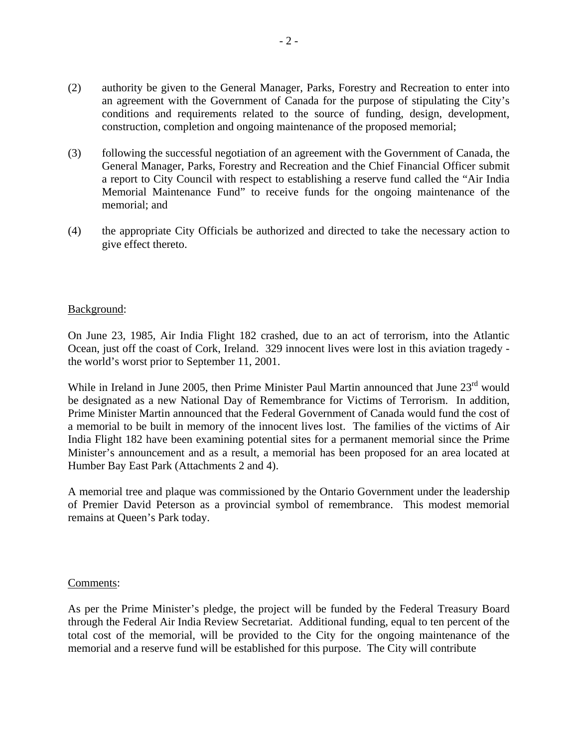(2) authority be given to the General Manager, Parks, Forestry and Recreation to enter into an agreement with the Government of Canada for the purpose of stipulating the City's conditions and requirements related to the source of funding, design, development, construction, completion and ongoing maintenance of the proposed memorial;

(3) following the successful negotiation of an agreement with the Government of Canada, the General Manager, Parks, Forestry and Recreation and the Chief Financial Officer submit a report to City Council with respect to establishing a reserve fund called the "Air India Memorial Maintenance Fund" to receive funds for the ongoing maintenance of the memorial; and

(4) the appropriate City Officials be authorized and directed to take the necessary action to give effect thereto.

Background:

On June 23, 1985, Air India Flight 182 crashed, due to an act of terrorism, into the Atlantic Ocean, just off the coast of Cork, Ireland. 329 innocent lives were lost in this aviation tragedy - the world's worst prior to September 11, 2001.

While in Ireland in June 2005, then Prime Minister Paul Martin announced that June 23rd would be designated as a new National Day of Remembrance for Victims of Terrorism. In addition, Prime Minister Martin announced that the Federal Government of Canada would fund the cost of a memorial to be built in memory of the innocent lives lost. The families of the victims of Air India Flight 182 have been examining potential sites for a permanent memorial since the Prime Minister's announcement and as a result, a memorial has been proposed for an area located at Humber Bay East Park (Attachments 2 and 4).

A memorial tree and plaque was commissioned by the Ontario Government under the leadership of Premier David Peterson as a provincial symbol of remembrance. This modest memorial remains at Queen's Park today.

Comments:

As per the Prime Minister's pledge, the project will be funded by the Federal Treasury Board through the Federal Air India Review Secretariat. Additional funding, equal to ten percent of the total cost of the memorial, will be provided to the City for the ongoing maintenance of the memorial and a reserve fund will be established for this purpose. The City will contribute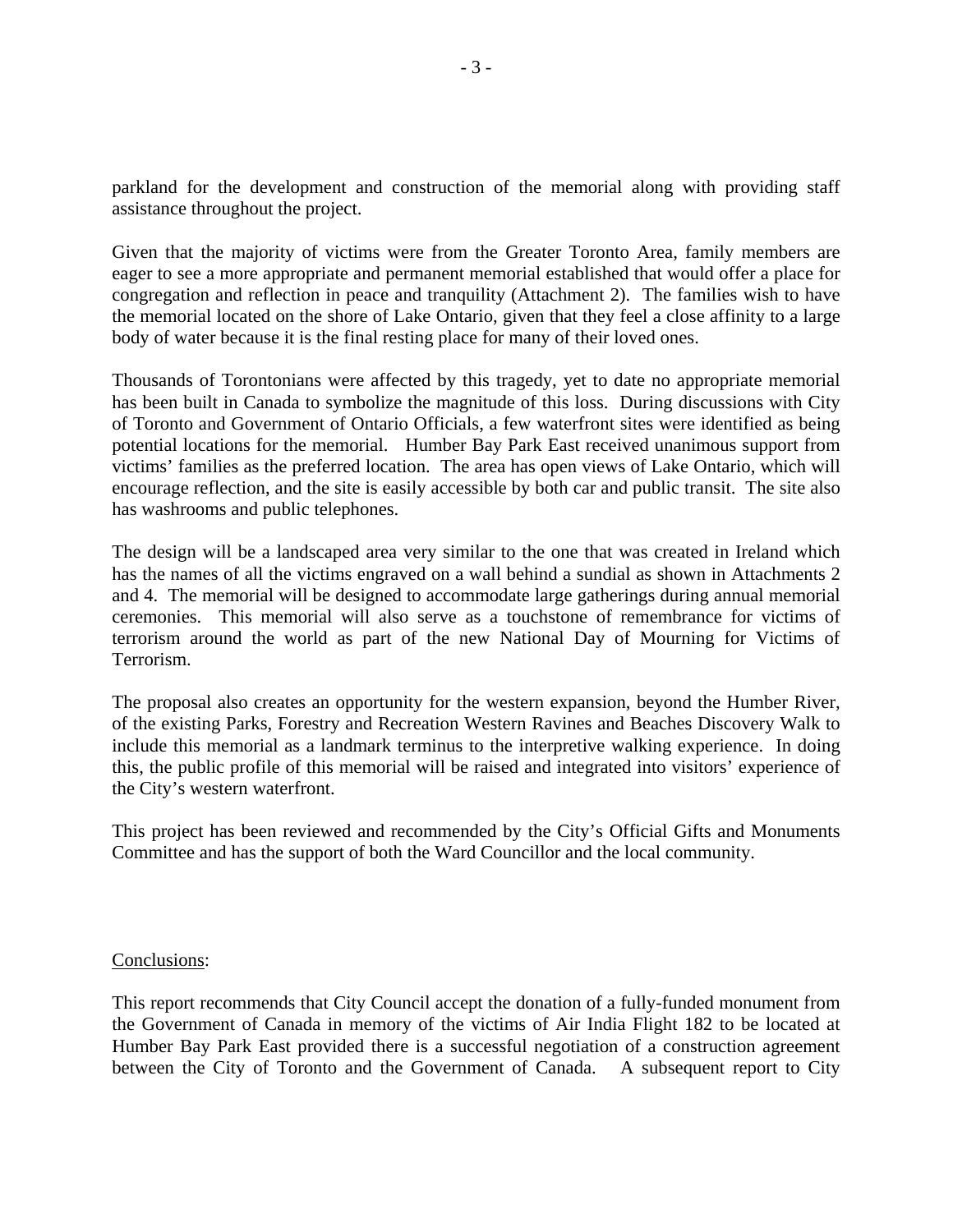parkland for the development and construction of the memorial along with providing staff assistance throughout the project.

Given that the majority of victims were from the Greater Toronto Area, family members are eager to see a more appropriate and permanent memorial established that would offer a place for congregation and reflection in peace and tranquility (Attachment 2). The families wish to have the memorial located on the shore of Lake Ontario, given that they feel a close affinity to a large body of water because it is the final resting place for many of their loved ones.

Thousands of Torontonians were affected by this tragedy, yet to date no appropriate memorial has been built in Canada to symbolize the magnitude of this loss. During discussions with City of Toronto and Government of Ontario Officials, a few waterfront sites were identified as being potential locations for the memorial. Humber Bay Park East received unanimous support from victims' families as the preferred location. The area has open views of Lake Ontario, which will encourage reflection, and the site is easily accessible by both car and public transit. The site also has washrooms and public telephones.

The design will be a landscaped area very similar to the one that was created in Ireland which has the names of all the victims engraved on a wall behind a sundial as shown in Attachments 2 and 4. The memorial will be designed to accommodate large gatherings during annual memorial ceremonies. This memorial will also serve as a touchstone of remembrance for victims of terrorism around the world as part of the new National Day of Mourning for Victims of Terrorism.

The proposal also creates an opportunity for the western expansion, beyond the Humber River, of the existing Parks, Forestry and Recreation Western Ravines and Beaches Discovery Walk to include this memorial as a landmark terminus to the interpretive walking experience. In doing this, the public profile of this memorial will be raised and integrated into visitors' experience of the City's western waterfront.

This project has been reviewed and recommended by the City's Official Gifts and Monuments Committee and has the support of both the Ward Councillor and the local community.

Conclusions:

This report recommends that City Council accept the donation of a fully-funded monument from the Government of Canada in memory of the victims of Air India Flight 182 to be located at Humber Bay Park East provided there is a successful negotiation of a construction agreement between the City of Toronto and the Government of Canada. A subsequent report to City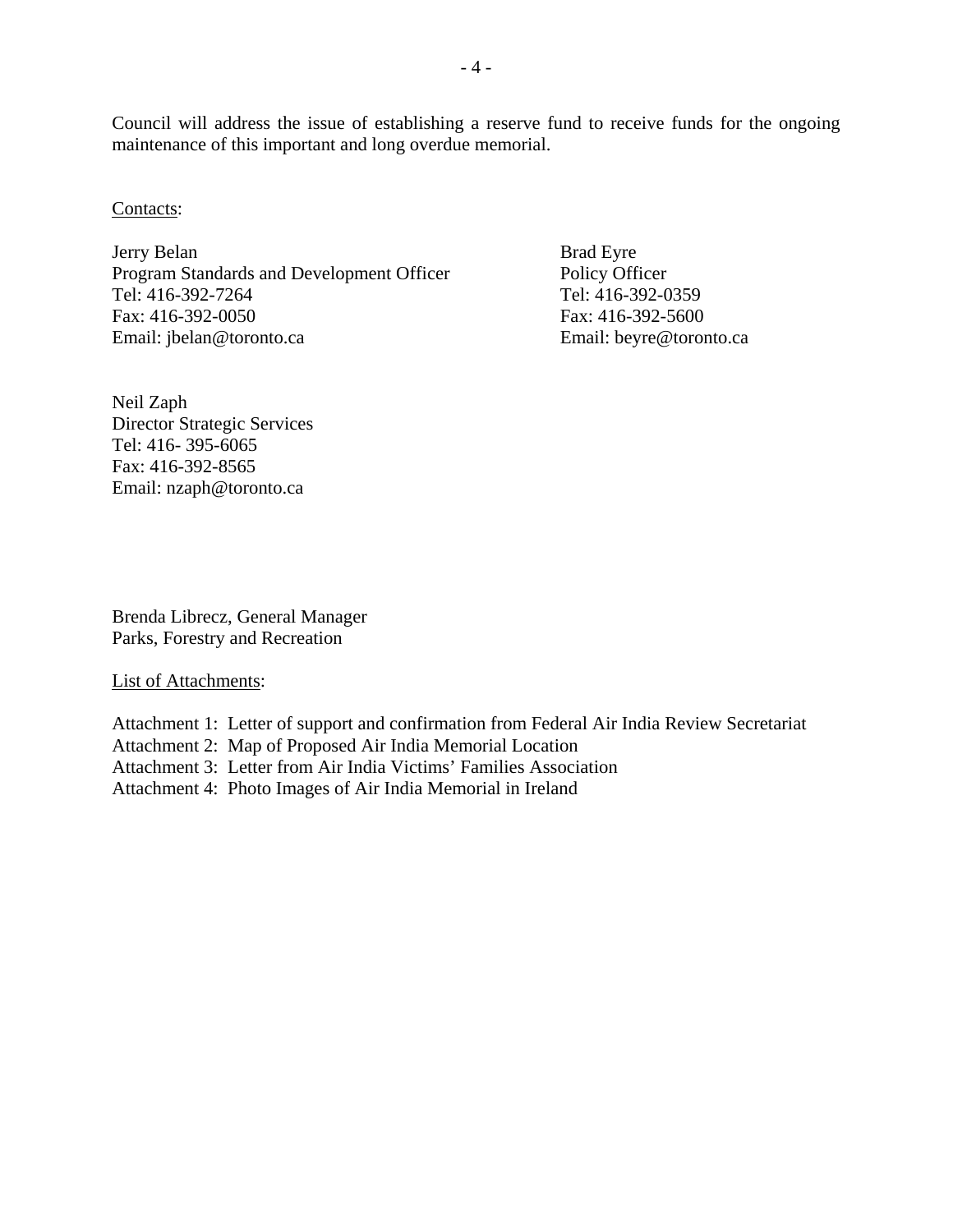Council will address the issue of establishing a reserve fund to receive funds for the ongoing maintenance of this important and long overdue memorial.

Contacts:

Jerry Belan
Program Standards and Development Officer
Tel: 416-392-7264
Fax: 416-392-0050
Email: jbelan@toronto.ca

Brad Eyre
Policy Officer
Tel: 416-392-0359
Fax: 416-392-5600
Email: beyre@toronto.ca

Neil Zaph
Director Strategic Services
Tel: 416- 395-6065
Fax: 416-392-8565
Email: nzaph@toronto.ca

Brenda Librecz, General Manager
Parks, Forestry and Recreation

List of Attachments:

Attachment 1: Letter of support and confirmation from Federal Air India Review Secretariat
Attachment 2: Map of Proposed Air India Memorial Location
Attachment 3: Letter from Air India Victims' Families Association
Attachment 4: Photo Images of Air India Memorial in Ireland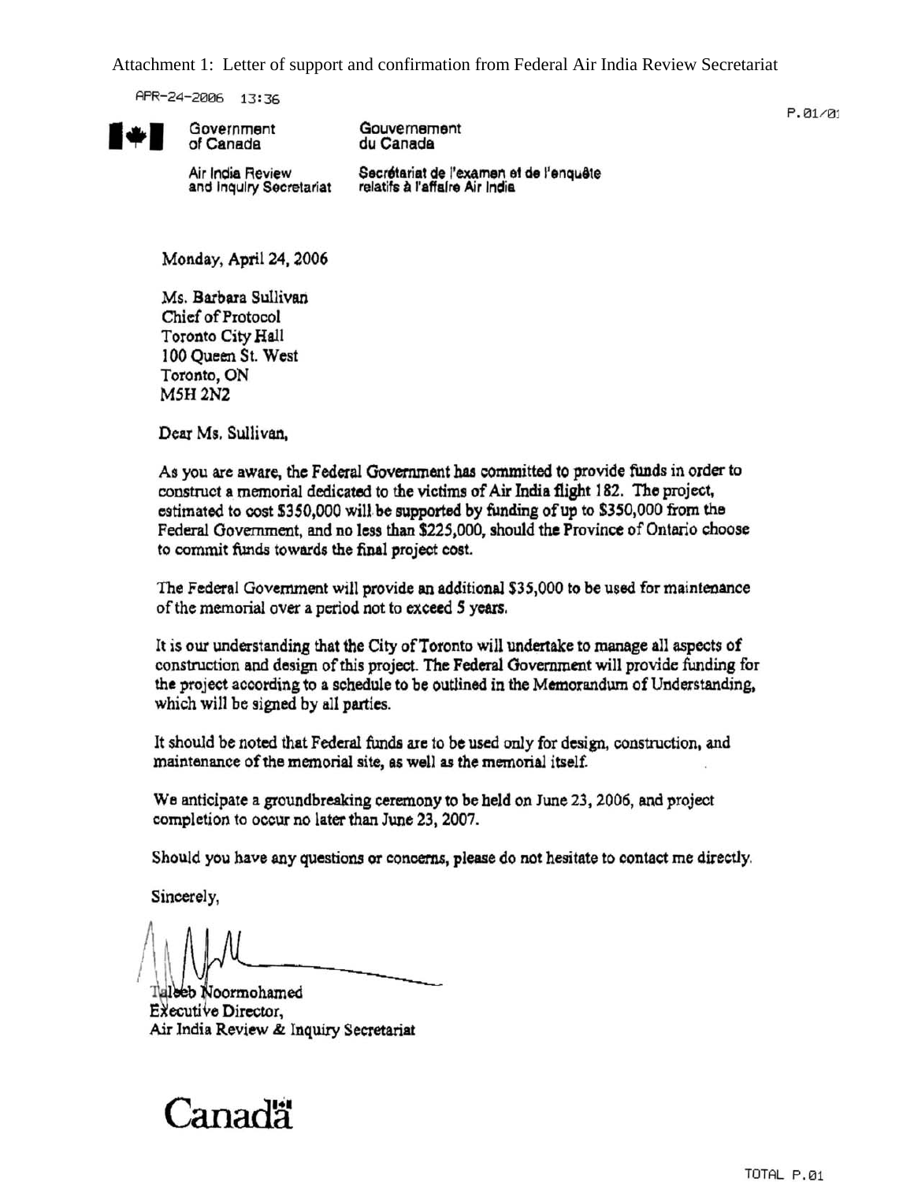Attachment 1: Letter of support and confirmation from Federal Air India Review Secretariat

APR-24-2006 13:36

P.01/01

Government of Canada — Gouvernement du Canada

Air India Review and Inquiry Secretariat — Secrétariat de l'examen et de l'enquête relatifs à l'affaire Air India

Monday, April 24, 2006

Ms. Barbara Sullivan
Chief of Protocol
Toronto City Hall
100 Queen St. West
Toronto, ON
M5H 2N2

Dear Ms. Sullivan,

As you are aware, the Federal Government has committed to provide funds in order to construct a memorial dedicated to the victims of Air India flight 182. The project, estimated to cost $350,000 will be supported by funding of up to $350,000 from the Federal Government, and no less than $225,000, should the Province of Ontario choose to commit funds towards the final project cost.

The Federal Government will provide an additional $35,000 to be used for maintenance of the memorial over a period not to exceed 5 years.

It is our understanding that the City of Toronto will undertake to manage all aspects of construction and design of this project. The Federal Government will provide funding for the project according to a schedule to be outlined in the Memorandum of Understanding, which will be signed by all parties.

It should be noted that Federal funds are to be used only for design, construction, and maintenance of the memorial site, as well as the memorial itself.

We anticipate a groundbreaking ceremony to be held on June 23, 2006, and project completion to occur no later than June 23, 2007.

Should you have any questions or concerns, please do not hesitate to contact me directly.

Sincerely,

Taleeb Noormohamed
Executive Director,
Air India Review & Inquiry Secretariat

Canada

TOTAL P.01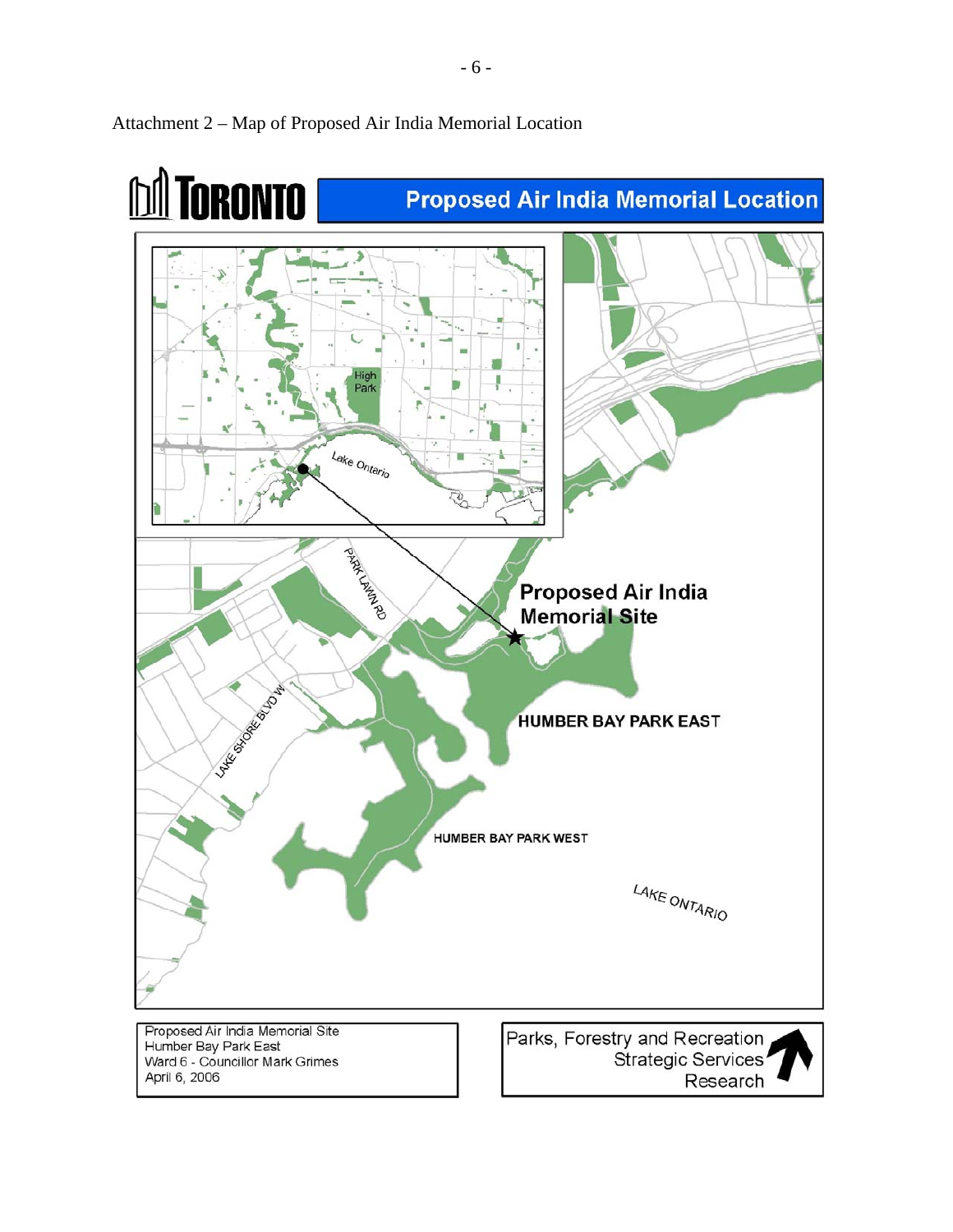Attachment 2 – Map of Proposed Air India Memorial Location

**TORONTO** — **Proposed Air India Memorial Location**

High Park

Lake Ontario

PARK LAWN RD

**Proposed Air India Memorial Site**

**HUMBER BAY PARK EAST**

LAKE SHORE BLVD W

HUMBER BAY PARK WEST

LAKE ONTARIO

Proposed Air India Memorial Site
Humber Bay Park East
Ward 6 - Councillor Mark Grimes
April 6, 2006

Parks, Forestry and Recreation
Strategic Services
Research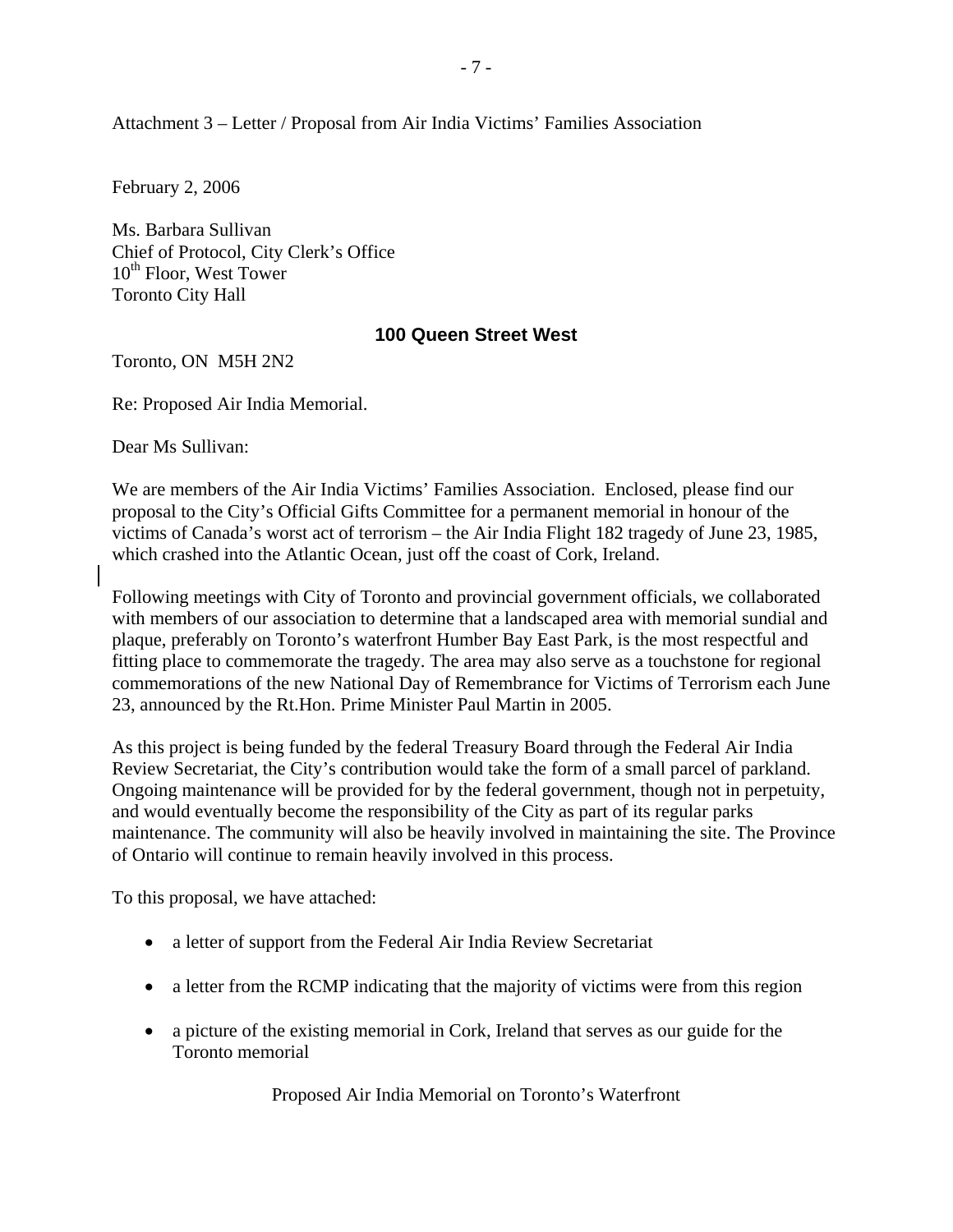Attachment 3 – Letter / Proposal from Air India Victims' Families Association

February 2, 2006

Ms. Barbara Sullivan
Chief of Protocol, City Clerk's Office
10th Floor, West Tower
Toronto City Hall

**100 Queen Street West**

Toronto, ON M5H 2N2

Re: Proposed Air India Memorial.

Dear Ms Sullivan:

We are members of the Air India Victims' Families Association. Enclosed, please find our proposal to the City's Official Gifts Committee for a permanent memorial in honour of the victims of Canada's worst act of terrorism – the Air India Flight 182 tragedy of June 23, 1985, which crashed into the Atlantic Ocean, just off the coast of Cork, Ireland.

Following meetings with City of Toronto and provincial government officials, we collaborated with members of our association to determine that a landscaped area with memorial sundial and plaque, preferably on Toronto's waterfront Humber Bay East Park, is the most respectful and fitting place to commemorate the tragedy. The area may also serve as a touchstone for regional commemorations of the new National Day of Remembrance for Victims of Terrorism each June 23, announced by the Rt.Hon. Prime Minister Paul Martin in 2005.

As this project is being funded by the federal Treasury Board through the Federal Air India Review Secretariat, the City's contribution would take the form of a small parcel of parkland. Ongoing maintenance will be provided for by the federal government, though not in perpetuity, and would eventually become the responsibility of the City as part of its regular parks maintenance. The community will also be heavily involved in maintaining the site. The Province of Ontario will continue to remain heavily involved in this process.

To this proposal, we have attached:

- a letter of support from the Federal Air India Review Secretariat
- a letter from the RCMP indicating that the majority of victims were from this region
- a picture of the existing memorial in Cork, Ireland that serves as our guide for the Toronto memorial

Proposed Air India Memorial on Toronto's Waterfront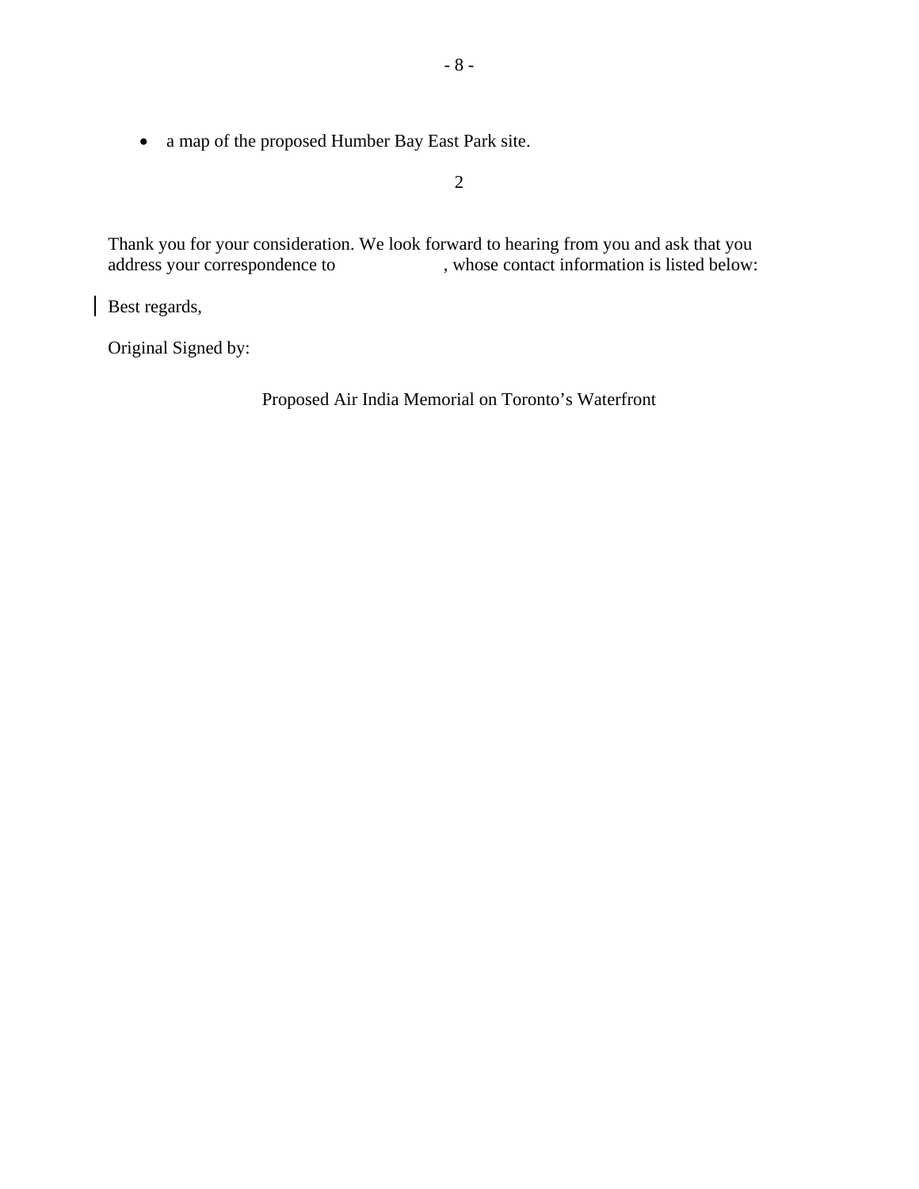- a map of the proposed Humber Bay East Park site.

2

Thank you for your consideration. We look forward to hearing from you and ask that you address your correspondence to , whose contact information is listed below:

Best regards,

Original Signed by:

Proposed Air India Memorial on Toronto's Waterfront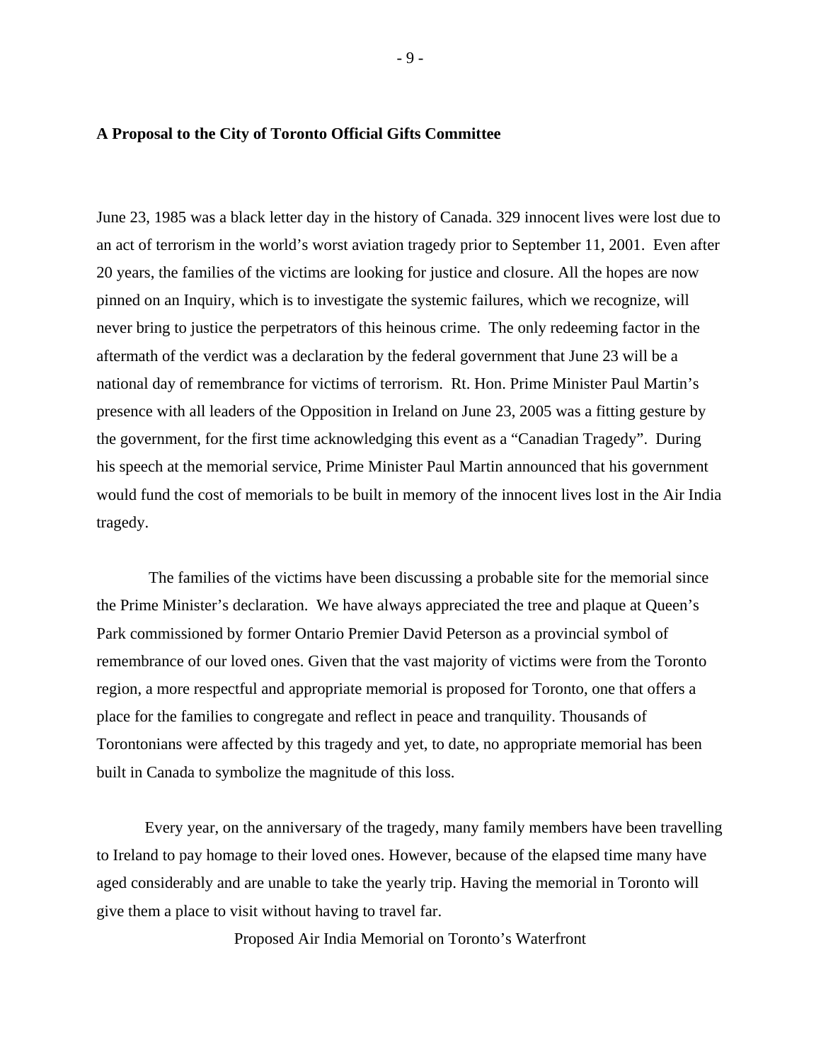**A Proposal to the City of Toronto Official Gifts Committee**

June 23, 1985 was a black letter day in the history of Canada. 329 innocent lives were lost due to an act of terrorism in the world's worst aviation tragedy prior to September 11, 2001. Even after 20 years, the families of the victims are looking for justice and closure. All the hopes are now pinned on an Inquiry, which is to investigate the systemic failures, which we recognize, will never bring to justice the perpetrators of this heinous crime. The only redeeming factor in the aftermath of the verdict was a declaration by the federal government that June 23 will be a national day of remembrance for victims of terrorism. Rt. Hon. Prime Minister Paul Martin's presence with all leaders of the Opposition in Ireland on June 23, 2005 was a fitting gesture by the government, for the first time acknowledging this event as a "Canadian Tragedy". During his speech at the memorial service, Prime Minister Paul Martin announced that his government would fund the cost of memorials to be built in memory of the innocent lives lost in the Air India tragedy.

The families of the victims have been discussing a probable site for the memorial since the Prime Minister's declaration. We have always appreciated the tree and plaque at Queen's Park commissioned by former Ontario Premier David Peterson as a provincial symbol of remembrance of our loved ones. Given that the vast majority of victims were from the Toronto region, a more respectful and appropriate memorial is proposed for Toronto, one that offers a place for the families to congregate and reflect in peace and tranquility. Thousands of Torontonians were affected by this tragedy and yet, to date, no appropriate memorial has been built in Canada to symbolize the magnitude of this loss.

Every year, on the anniversary of the tragedy, many family members have been travelling to Ireland to pay homage to their loved ones. However, because of the elapsed time many have aged considerably and are unable to take the yearly trip. Having the memorial in Toronto will give them a place to visit without having to travel far.

Proposed Air India Memorial on Toronto's Waterfront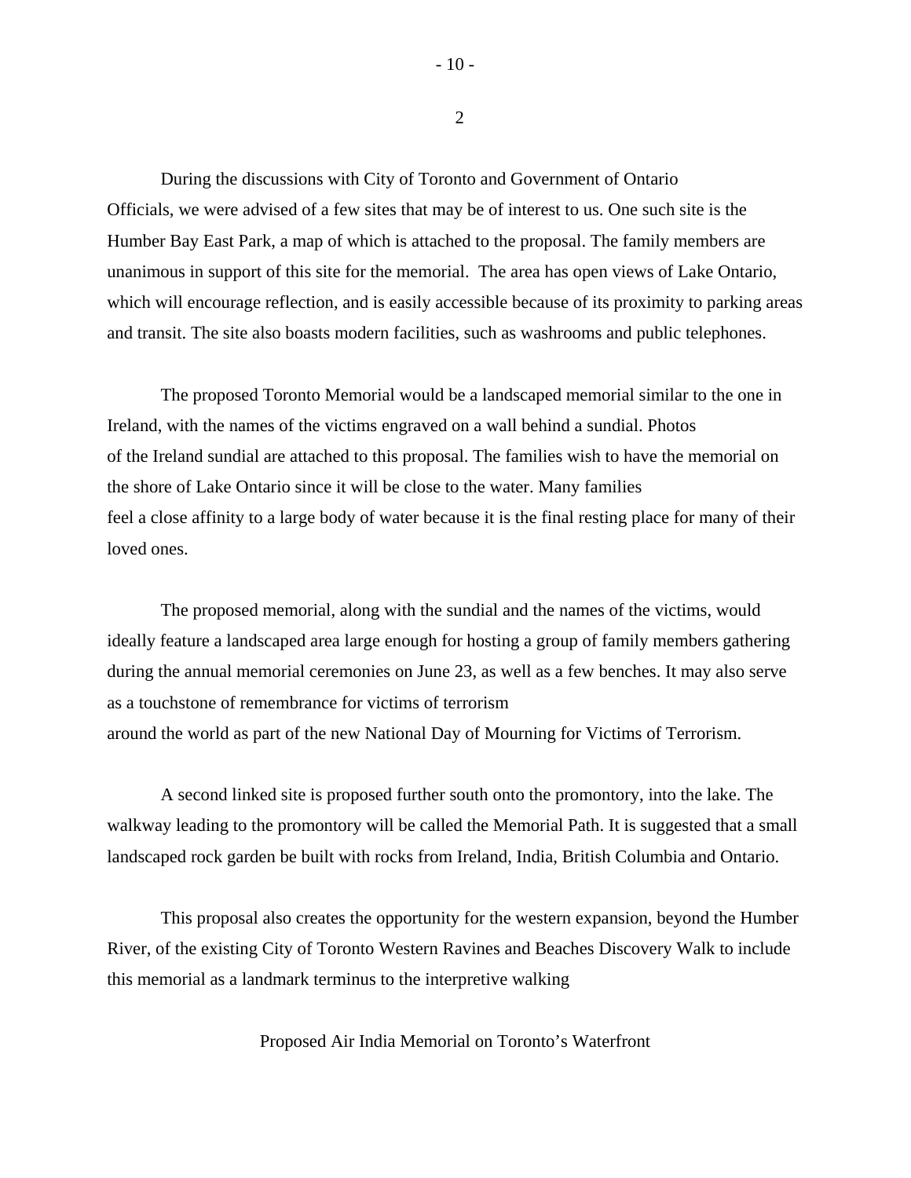During the discussions with City of Toronto and Government of Ontario Officials, we were advised of a few sites that may be of interest to us. One such site is the Humber Bay East Park, a map of which is attached to the proposal. The family members are unanimous in support of this site for the memorial. The area has open views of Lake Ontario, which will encourage reflection, and is easily accessible because of its proximity to parking areas and transit. The site also boasts modern facilities, such as washrooms and public telephones.

The proposed Toronto Memorial would be a landscaped memorial similar to the one in Ireland, with the names of the victims engraved on a wall behind a sundial. Photos of the Ireland sundial are attached to this proposal. The families wish to have the memorial on the shore of Lake Ontario since it will be close to the water. Many families feel a close affinity to a large body of water because it is the final resting place for many of their loved ones.

The proposed memorial, along with the sundial and the names of the victims, would ideally feature a landscaped area large enough for hosting a group of family members gathering during the annual memorial ceremonies on June 23, as well as a few benches. It may also serve as a touchstone of remembrance for victims of terrorism around the world as part of the new National Day of Mourning for Victims of Terrorism.

A second linked site is proposed further south onto the promontory, into the lake. The walkway leading to the promontory will be called the Memorial Path. It is suggested that a small landscaped rock garden be built with rocks from Ireland, India, British Columbia and Ontario.

This proposal also creates the opportunity for the western expansion, beyond the Humber River, of the existing City of Toronto Western Ravines and Beaches Discovery Walk to include this memorial as a landmark terminus to the interpretive walking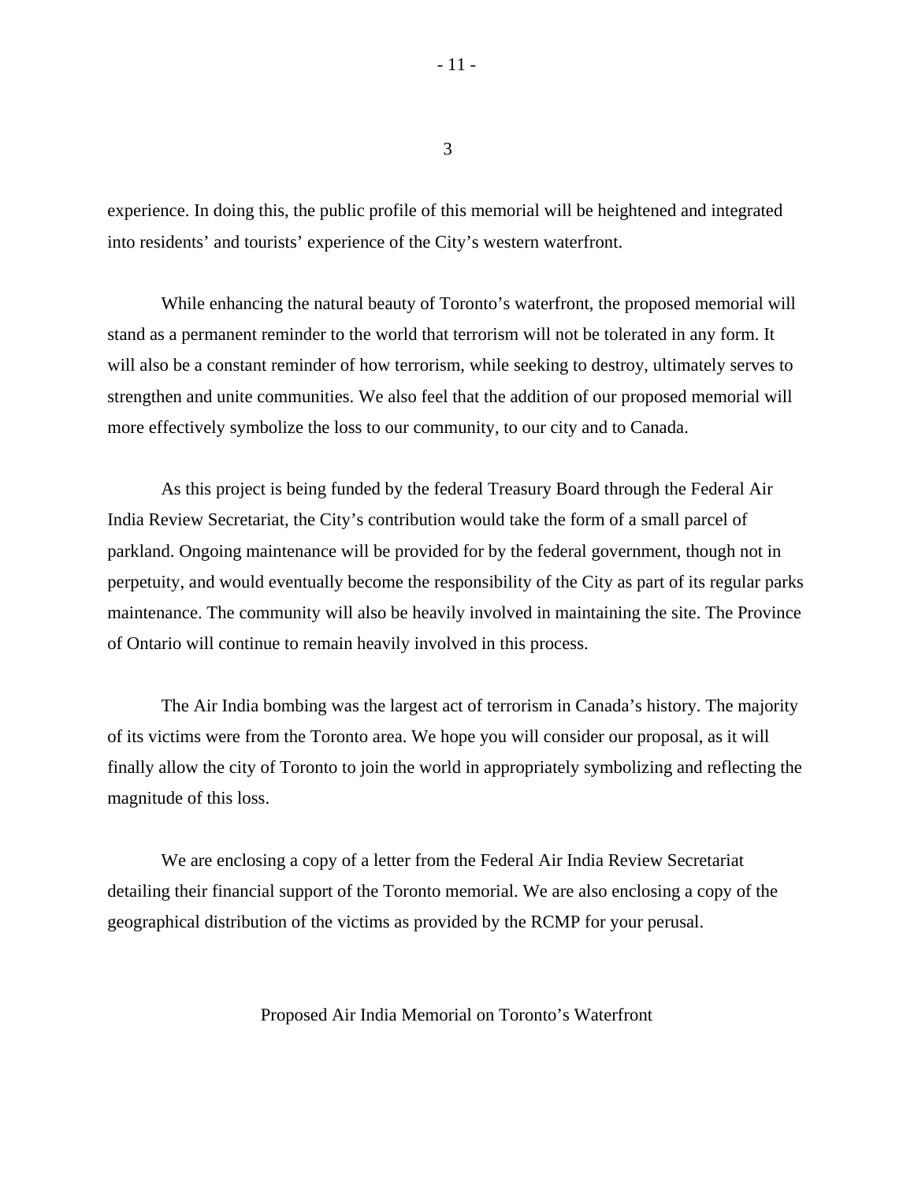experience. In doing this, the public profile of this memorial will be heightened and integrated into residents' and tourists' experience of the City's western waterfront.

While enhancing the natural beauty of Toronto's waterfront, the proposed memorial will stand as a permanent reminder to the world that terrorism will not be tolerated in any form. It will also be a constant reminder of how terrorism, while seeking to destroy, ultimately serves to strengthen and unite communities. We also feel that the addition of our proposed memorial will more effectively symbolize the loss to our community, to our city and to Canada.

As this project is being funded by the federal Treasury Board through the Federal Air India Review Secretariat, the City's contribution would take the form of a small parcel of parkland. Ongoing maintenance will be provided for by the federal government, though not in perpetuity, and would eventually become the responsibility of the City as part of its regular parks maintenance. The community will also be heavily involved in maintaining the site. The Province of Ontario will continue to remain heavily involved in this process.

The Air India bombing was the largest act of terrorism in Canada's history. The majority of its victims were from the Toronto area. We hope you will consider our proposal, as it will finally allow the city of Toronto to join the world in appropriately symbolizing and reflecting the magnitude of this loss.

We are enclosing a copy of a letter from the Federal Air India Review Secretariat detailing their financial support of the Toronto memorial. We are also enclosing a copy of the geographical distribution of the victims as provided by the RCMP for your perusal.

Proposed Air India Memorial on Toronto's Waterfront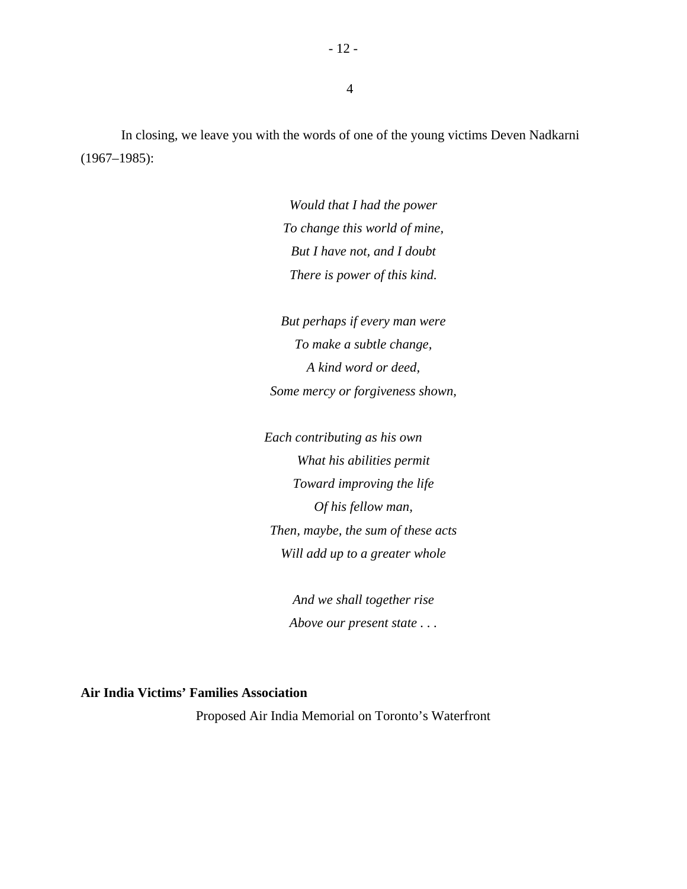In closing, we leave you with the words of one of the young victims Deven Nadkarni (1967–1985):

*Would that I had the power*
*To change this world of mine,*
*But I have not, and I doubt*
*There is power of this kind.*

*But perhaps if every man were*
*To make a subtle change,*
*A kind word or deed,*
*Some mercy or forgiveness shown,*

*Each contributing as his own*
*What his abilities permit*
*Toward improving the life*
*Of his fellow man,*
*Then, maybe, the sum of these acts*
*Will add up to a greater whole*

*And we shall together rise*
*Above our present state . . .*

**Air India Victims' Families Association**

Proposed Air India Memorial on Toronto's Waterfront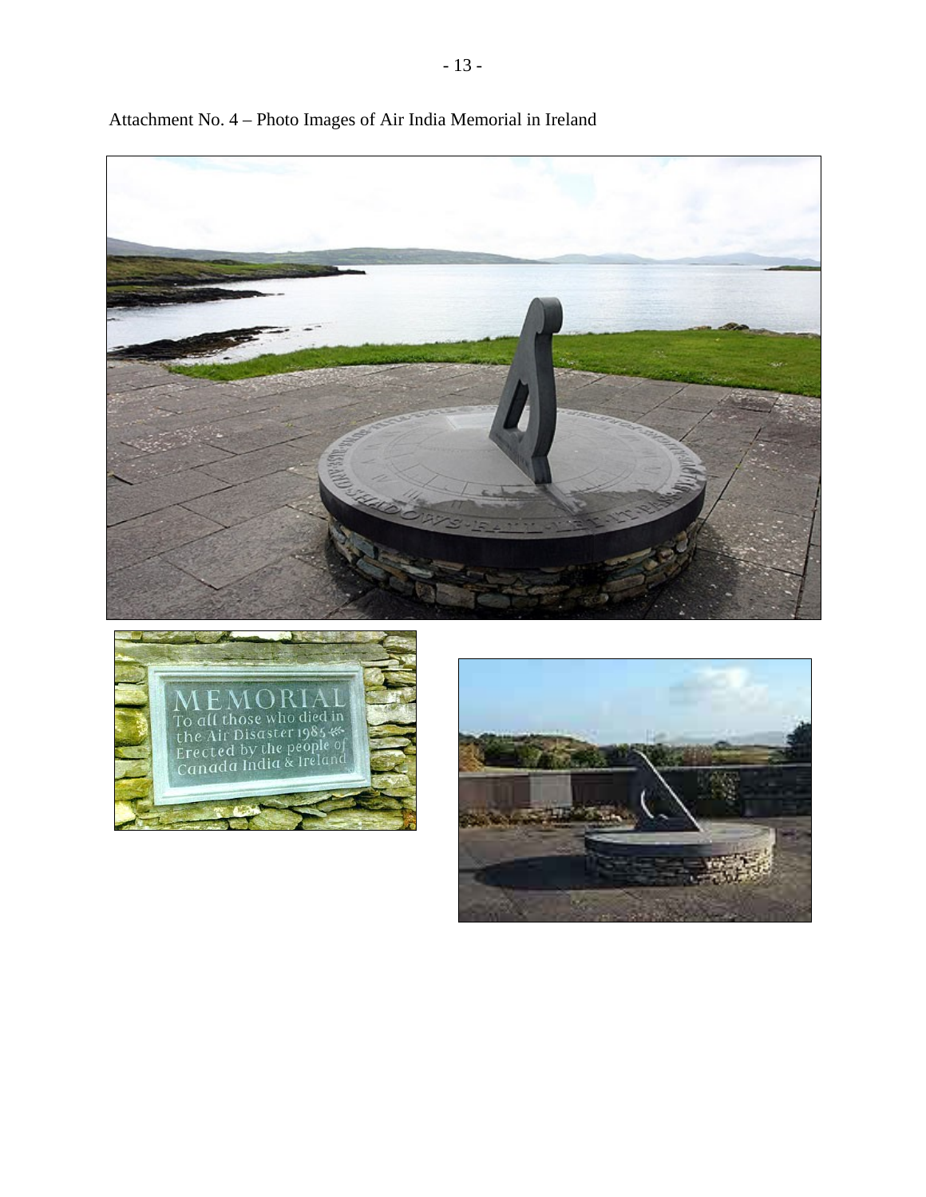Attachment No. 4 – Photo Images of Air India Memorial in Ireland